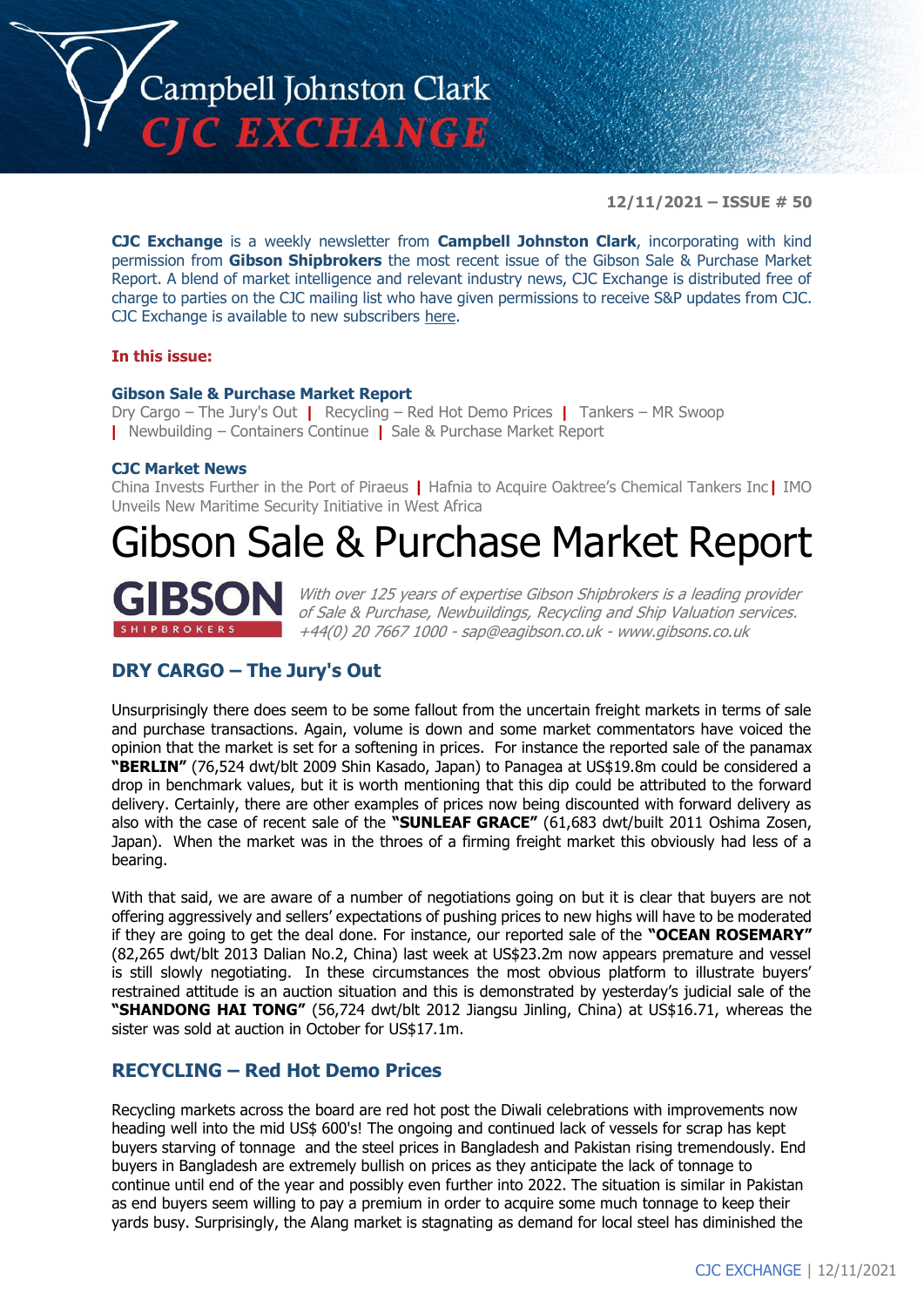# Campbell Johnston Clark CJC EXCHANGE

**12/11/2021 – ISSUE # 50**

**CJC Exchange** is a weekly newsletter from **Campbell Johnston Clark**, incorporating with kind permission from **Gibson Shipbrokers** the most recent issue of the Gibson Sale & Purchase Market Report. A blend of market intelligence and relevant industry news, CJC Exchange is distributed free of charge to parties on the CJC mailing list who have given permissions to receive S&P updates from CJC. CJC Exchange is available to new subscribers here.

**In this issue:**

**Gibson Sale & Purchase Market Report**
Dry Cargo – The Jury's Out | Recycling – Red Hot Demo Prices | Tankers – MR Swoop | Newbuilding – Containers Continue | Sale & Purchase Market Report

**CJC Market News**
China Invests Further in the Port of Piraeus | Hafnia to Acquire Oaktree's Chemical Tankers Inc | IMO Unveils New Maritime Security Initiative in West Africa

# Gibson Sale & Purchase Market Report

**GIBSON** SHIPBROKERS

*With over 125 years of expertise Gibson Shipbrokers is a leading provider of Sale & Purchase, Newbuildings, Recycling and Ship Valuation services. +44(0) 20 7667 1000 - sap@eagibson.co.uk - www.gibsons.co.uk*

## DRY CARGO – The Jury's Out

Unsurprisingly there does seem to be some fallout from the uncertain freight markets in terms of sale and purchase transactions. Again, volume is down and some market commentators have voiced the opinion that the market is set for a softening in prices. For instance the reported sale of the panamax **"BERLIN"** (76,524 dwt/blt 2009 Shin Kasado, Japan) to Panagea at US$19.8m could be considered a drop in benchmark values, but it is worth mentioning that this dip could be attributed to the forward delivery. Certainly, there are other examples of prices now being discounted with forward delivery as also with the case of recent sale of the **"SUNLEAF GRACE"** (61,683 dwt/built 2011 Oshima Zosen, Japan). When the market was in the throes of a firming freight market this obviously had less of a bearing.

With that said, we are aware of a number of negotiations going on but it is clear that buyers are not offering aggressively and sellers' expectations of pushing prices to new highs will have to be moderated if they are going to get the deal done. For instance, our reported sale of the **"OCEAN ROSEMARY"** (82,265 dwt/blt 2013 Dalian No.2, China) last week at US$23.2m now appears premature and vessel is still slowly negotiating. In these circumstances the most obvious platform to illustrate buyers' restrained attitude is an auction situation and this is demonstrated by yesterday's judicial sale of the **"SHANDONG HAI TONG"** (56,724 dwt/blt 2012 Jiangsu Jinling, China) at US$16.71, whereas the sister was sold at auction in October for US$17.1m.

## RECYCLING – Red Hot Demo Prices

Recycling markets across the board are red hot post the Diwali celebrations with improvements now heading well into the mid US$ 600's! The ongoing and continued lack of vessels for scrap has kept buyers starving of tonnage and the steel prices in Bangladesh and Pakistan rising tremendously. End buyers in Bangladesh are extremely bullish on prices as they anticipate the lack of tonnage to continue until end of the year and possibly even further into 2022. The situation is similar in Pakistan as end buyers seem willing to pay a premium in order to acquire some much tonnage to keep their yards busy. Surprisingly, the Alang market is stagnating as demand for local steel has diminished the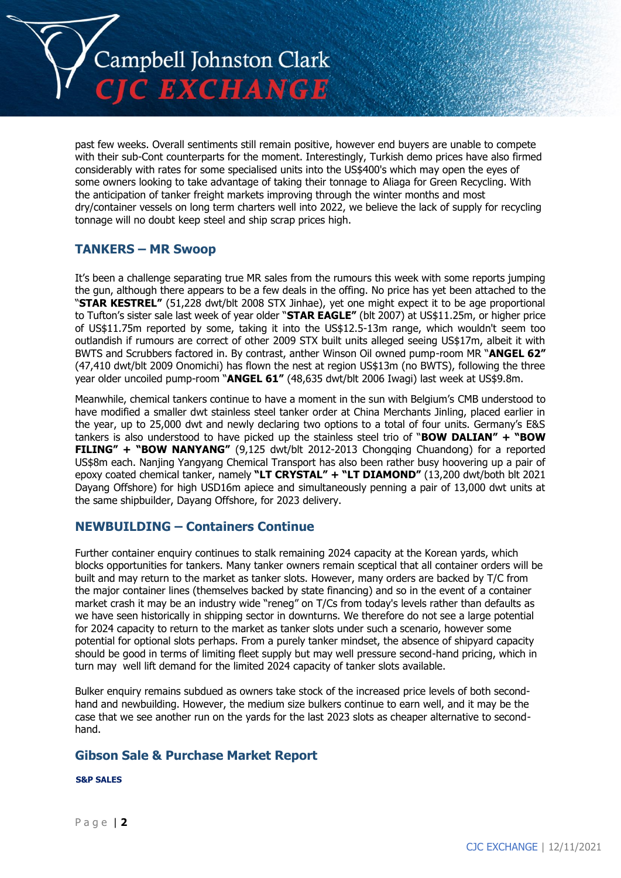past few weeks. Overall sentiments still remain positive, however end buyers are unable to compete with their sub-Cont counterparts for the moment. Interestingly, Turkish demo prices have also firmed considerably with rates for some specialised units into the US$400's which may open the eyes of some owners looking to take advantage of taking their tonnage to Aliaga for Green Recycling. With the anticipation of tanker freight markets improving through the winter months and most dry/container vessels on long term charters well into 2022, we believe the lack of supply for recycling tonnage will no doubt keep steel and ship scrap prices high.

## TANKERS – MR Swoop

It's been a challenge separating true MR sales from the rumours this week with some reports jumping the gun, although there appears to be a few deals in the offing. No price has yet been attached to the "**STAR KESTREL"** (51,228 dwt/blt 2008 STX Jinhae), yet one might expect it to be age proportional to Tufton's sister sale last week of year older "**STAR EAGLE"** (blt 2007) at US$11.25m, or higher price of US$11.75m reported by some, taking it into the US$12.5-13m range, which wouldn't seem too outlandish if rumours are correct of other 2009 STX built units alleged seeing US$17m, albeit it with BWTS and Scrubbers factored in. By contrast, anther Winson Oil owned pump-room MR "**ANGEL 62"** (47,410 dwt/blt 2009 Onomichi) has flown the nest at region US$13m (no BWTS), following the three year older uncoiled pump-room "**ANGEL 61"** (48,635 dwt/blt 2006 Iwagi) last week at US$9.8m.

Meanwhile, chemical tankers continue to have a moment in the sun with Belgium's CMB understood to have modified a smaller dwt stainless steel tanker order at China Merchants Jinling, placed earlier in the year, up to 25,000 dwt and newly declaring two options to a total of four units. Germany's E&S tankers is also understood to have picked up the stainless steel trio of "**BOW DALIAN" + "BOW FILING" + "BOW NANYANG"** (9,125 dwt/blt 2012-2013 Chongqing Chuandong) for a reported US$8m each. Nanjing Yangyang Chemical Transport has also been rather busy hoovering up a pair of epoxy coated chemical tanker, namely **"LT CRYSTAL" + "LT DIAMOND"** (13,200 dwt/both blt 2021 Dayang Offshore) for high USD16m apiece and simultaneously penning a pair of 13,000 dwt units at the same shipbuilder, Dayang Offshore, for 2023 delivery.

## NEWBUILDING – Containers Continue

Further container enquiry continues to stalk remaining 2024 capacity at the Korean yards, which blocks opportunities for tankers. Many tanker owners remain sceptical that all container orders will be built and may return to the market as tanker slots. However, many orders are backed by T/C from the major container lines (themselves backed by state financing) and so in the event of a container market crash it may be an industry wide "reneg" on T/Cs from today's levels rather than defaults as we have seen historically in shipping sector in downturns. We therefore do not see a large potential for 2024 capacity to return to the market as tanker slots under such a scenario, however some potential for optional slots perhaps. From a purely tanker mindset, the absence of shipyard capacity should be good in terms of limiting fleet supply but may well pressure second-hand pricing, which in turn may well lift demand for the limited 2024 capacity of tanker slots available.

Bulker enquiry remains subdued as owners take stock of the increased price levels of both second-hand and newbuilding. However, the medium size bulkers continue to earn well, and it may be the case that we see another run on the yards for the last 2023 slots as cheaper alternative to second-hand.

## Gibson Sale & Purchase Market Report

**S&P SALES**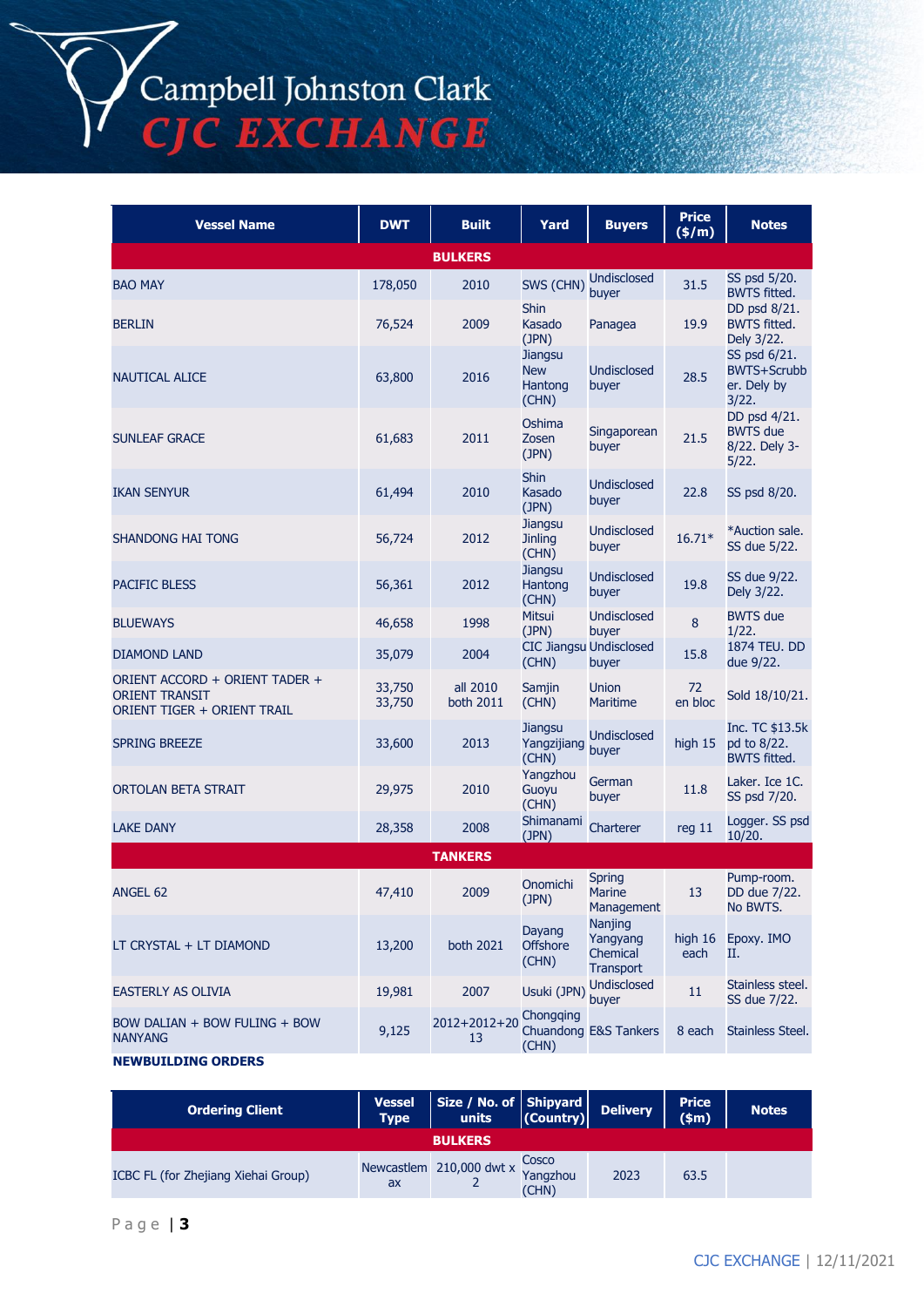| Vessel Name | DWT | Built | Yard | Buyers | Price ($/m) | Notes |
|---|---|---|---|---|---|---|
| **BULKERS** | | | | | | |
| BAO MAY | 178,050 | 2010 | SWS (CHN) | Undisclosed buyer | 31.5 | SS psd 5/20. BWTS fitted. |
| BERLIN | 76,524 | 2009 | Shin Kasado (JPN) | Panagea | 19.9 | DD psd 8/21. BWTS fitted. Dely 3/22. |
| NAUTICAL ALICE | 63,800 | 2016 | Jiangsu New Hantong (CHN) | Undisclosed buyer | 28.5 | SS psd 6/21. BWTS+Scrubber. Dely by 3/22. |
| SUNLEAF GRACE | 61,683 | 2011 | Oshima Zosen (JPN) | Singaporean buyer | 21.5 | DD psd 4/21. BWTS due 8/22. Dely 3-5/22. |
| IKAN SENYUR | 61,494 | 2010 | Shin Kasado (JPN) | Undisclosed buyer | 22.8 | SS psd 8/20. |
| SHANDONG HAI TONG | 56,724 | 2012 | Jiangsu Jinling (CHN) | Undisclosed buyer | 16.71* | *Auction sale. SS due 5/22. |
| PACIFIC BLESS | 56,361 | 2012 | Jiangsu Hantong (CHN) | Undisclosed buyer | 19.8 | SS due 9/22. Dely 3/22. |
| BLUEWAYS | 46,658 | 1998 | Mitsui (JPN) | Undisclosed buyer | 8 | BWTS due 1/22. |
| DIAMOND LAND | 35,079 | 2004 | CIC Jiangsu (CHN) | Undisclosed buyer | 15.8 | 1874 TEU. DD due 9/22. |
| ORIENT ACCORD + ORIENT TADER + ORIENT TRANSIT ORIENT TIGER + ORIENT TRAIL | 33,750 33,750 | all 2010 both 2011 | Samjin (CHN) | Union Maritime | 72 en bloc | Sold 18/10/21. |
| SPRING BREEZE | 33,600 | 2013 | Jiangsu Yangzijiang (CHN) | Undisclosed buyer | high 15 | Inc. TC $13.5k pd to 8/22. BWTS fitted. |
| ORTOLAN BETA STRAIT | 29,975 | 2010 | Yangzhou Guoyu (CHN) | German buyer | 11.8 | Laker. Ice 1C. SS psd 7/20. |
| LAKE DANY | 28,358 | 2008 | Shimanami (JPN) | Charterer | reg 11 | Logger. SS psd 10/20. |
| **TANKERS** | | | | | | |
| ANGEL 62 | 47,410 | 2009 | Onomichi (JPN) | Spring Marine Management | 13 | Pump-room. DD due 7/22. No BWTS. |
| LT CRYSTAL + LT DIAMOND | 13,200 | both 2021 | Dayang Offshore (CHN) | Nanjing Yangyang Chemical Transport | high 16 each | Epoxy. IMO II. |
| EASTERLY AS OLIVIA | 19,981 | 2007 | Usuki (JPN) | Undisclosed buyer | 11 | Stainless steel. SS due 7/22. |
| BOW DALIAN + BOW FULING + BOW NANYANG | 9,125 | 2012+2012+2013 | Chongqing Chuandong (CHN) | E&S Tankers | 8 each | Stainless Steel. |

**NEWBUILDING ORDERS**

| Ordering Client | Vessel Type | Size / No. of units | Shipyard (Country) | Delivery | Price ($m) | Notes |
|---|---|---|---|---|---|---|
| **BULKERS** | | | | | | |
| ICBC FL (for Zhejiang Xiehai Group) | Newcastlemax | 210,000 dwt x 2 | Cosco Yangzhou (CHN) | 2023 | 63.5 | |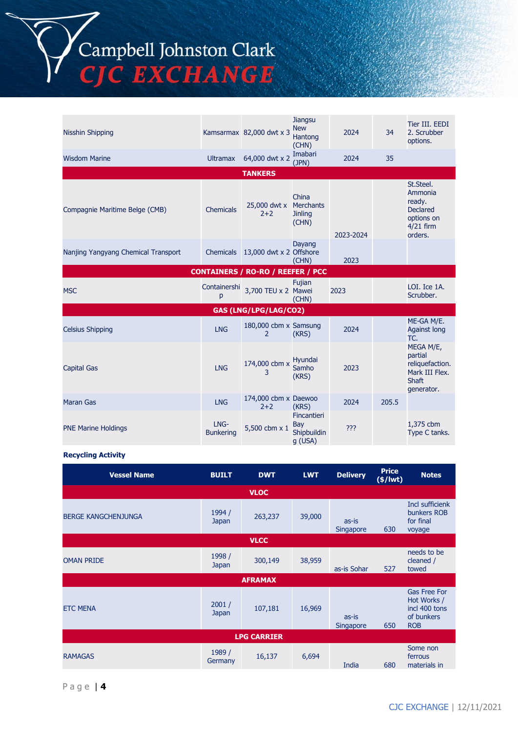| | | | | | | |
|---|---|---|---|---|---|---|
| Nisshin Shipping | Kamsarmax | 82,000 dwt x 3 | Jiangsu New Hantong (CHN) | 2024 | 34 | Tier III. EEDI 2. Scrubber options. |
| Wisdom Marine | Ultramax | 64,000 dwt x 2 | Imabari (JPN) | 2024 | 35 | |
| **TANKERS** | | | | | | |
| Compagnie Maritime Belge (CMB) | Chemicals | 25,000 dwt x 2+2 | China Merchants Jinling (CHN) | 2023-2024 | | St.Steel. Ammonia ready. Declared options on 4/21 firm orders. |
| Nanjing Yangyang Chemical Transport | Chemicals | 13,000 dwt x 2 | Dayang Offshore (CHN) | 2023 | | |
| **CONTAINERS / RO-RO / REEFER / PCC** | | | | | | |
| MSC | Containership | 3,700 TEU x 2 | Fujian Mawei (CHN) | 2023 | | LOI. Ice 1A. Scrubber. |
| **GAS (LNG/LPG/LAG/CO2)** | | | | | | |
| Celsius Shipping | LNG | 180,000 cbm x 2 | Samsung (KRS) | 2024 | | ME-GA M/E. Against long TC. |
| Capital Gas | LNG | 174,000 cbm x 3 | Hyundai Samho (KRS) | 2023 | | MEGA M/E, partial reliquefaction. Mark III Flex. Shaft generator. |
| Maran Gas | LNG | 174,000 cbm x 2+2 | Daewoo (KRS) | 2024 | 205.5 | |
| PNE Marine Holdings | LNG-Bunkering | 5,500 cbm x 1 | Fincantieri Bay Shipbuilding (USA) | ??? | | 1,375 cbm Type C tanks. |

**Recycling Activity**

| Vessel Name | BUILT | DWT | LWT | Delivery | Price ($/lwt) | Notes |
|---|---|---|---|---|---|---|
| **VLOC** | | | | | | |
| BERGE KANGCHENJUNGA | 1994 / Japan | 263,237 | 39,000 | as-is Singapore | 630 | Incl sufficienk bunkers ROB for final voyage |
| **VLCC** | | | | | | |
| OMAN PRIDE | 1998 / Japan | 300,149 | 38,959 | as-is Sohar | 527 | needs to be cleaned / towed |
| **AFRAMAX** | | | | | | |
| ETC MENA | 2001 / Japan | 107,181 | 16,969 | as-is Singapore | 650 | Gas Free For Hot Works / incl 400 tons of bunkers ROB |
| **LPG CARRIER** | | | | | | |
| RAMAGAS | 1989 / Germany | 16,137 | 6,694 | India | 680 | Some non ferrous materials in |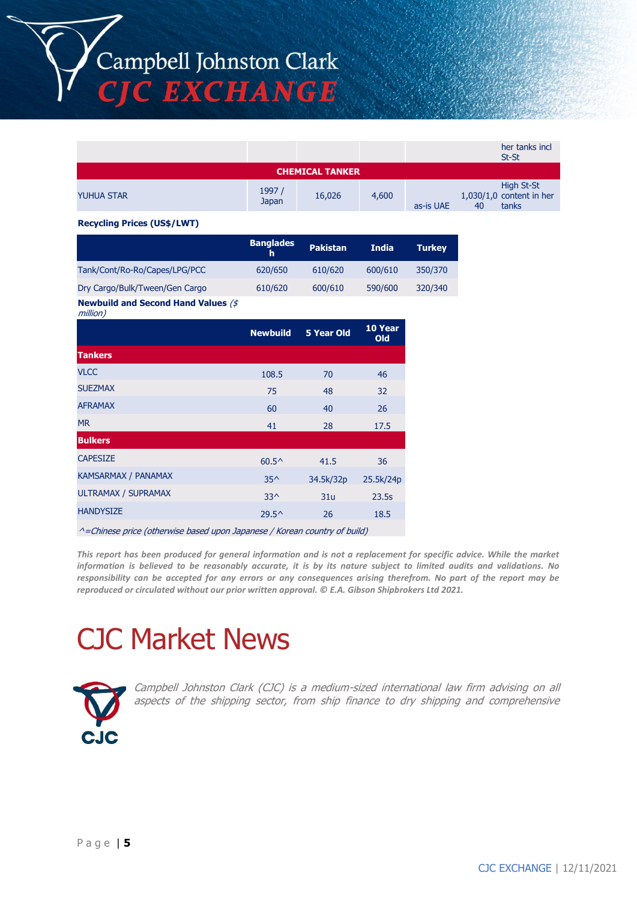|  |  |  |  |  |  |  |
|---|---|---|---|---|---|---|
|  |  |  |  |  |  | her tanks incl St-St |
| **CHEMICAL TANKER** |  |  |  |  |  |  |
| YUHUA STAR | 1997 / Japan | 16,026 | 4,600 | as-is UAE | 1,030/1,040 | High St-St content in her tanks |

**Recycling Prices (US$/LWT)**

|  | Bangladesh | Pakistan | India | Turkey |
|---|---|---|---|---|
| Tank/Cont/Ro-Ro/Capes/LPG/PCC | 620/650 | 610/620 | 600/610 | 350/370 |
| Dry Cargo/Bulk/Tween/Gen Cargo | 610/620 | 600/610 | 590/600 | 320/340 |

**Newbuild and Second Hand Values** *($ million)*

|  | Newbuild | 5 Year Old | 10 Year Old |
|---|---|---|---|
| **Tankers** |  |  |  |
| VLCC | 108.5 | 70 | 46 |
| SUEZMAX | 75 | 48 | 32 |
| AFRAMAX | 60 | 40 | 26 |
| MR | 41 | 28 | 17.5 |
| **Bulkers** |  |  |  |
| CAPESIZE | 60.5^ | 41.5 | 36 |
| KAMSARMAX / PANAMAX | 35^ | 34.5k/32p | 25.5k/24p |
| ULTRAMAX / SUPRAMAX | 33^ | 31u | 23.5s |
| HANDYSIZE | 29.5^ | 26 | 18.5 |

*^=Chinese price (otherwise based upon Japanese / Korean country of build)*

***This report has been produced for general information and is not a replacement for specific advice. While the market information is believed to be reasonably accurate, it is by its nature subject to limited audits and validations. No responsibility can be accepted for any errors or any consequences arising therefrom. No part of the report may be reproduced or circulated without our prior written approval. © E.A. Gibson Shipbrokers Ltd 2021.***

# CJC Market News

*Campbell Johnston Clark (CJC) is a medium-sized international law firm advising on all aspects of the shipping sector, from ship finance to dry shipping and comprehensive*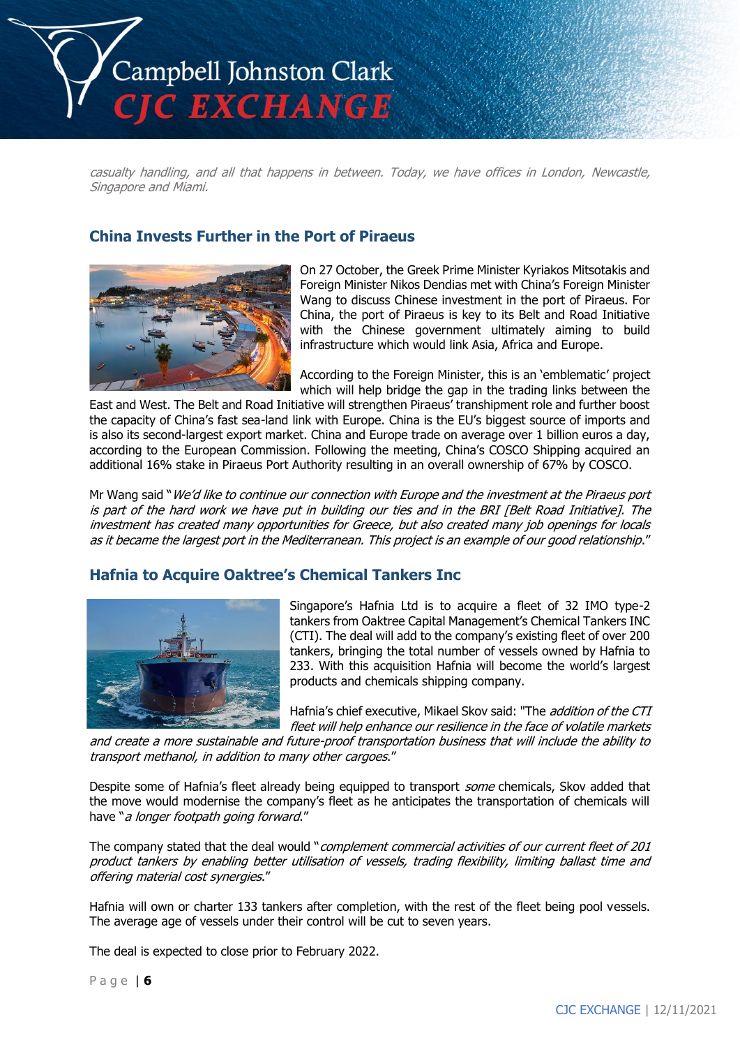*casualty handling, and all that happens in between. Today, we have offices in London, Newcastle, Singapore and Miami.*

## China Invests Further in the Port of Piraeus

On 27 October, the Greek Prime Minister Kyriakos Mitsotakis and Foreign Minister Nikos Dendias met with China's Foreign Minister Wang to discuss Chinese investment in the port of Piraeus. For China, the port of Piraeus is key to its Belt and Road Initiative with the Chinese government ultimately aiming to build infrastructure which would link Asia, Africa and Europe.

According to the Foreign Minister, this is an 'emblematic' project which will help bridge the gap in the trading links between the East and West. The Belt and Road Initiative will strengthen Piraeus' transhipment role and further boost the capacity of China's fast sea-land link with Europe. China is the EU's biggest source of imports and is also its second-largest export market. China and Europe trade on average over 1 billion euros a day, according to the European Commission. Following the meeting, China's COSCO Shipping acquired an additional 16% stake in Piraeus Port Authority resulting in an overall ownership of 67% by COSCO.

Mr Wang said "*We'd like to continue our connection with Europe and the investment at the Piraeus port is part of the hard work we have put in building our ties and in the BRI [Belt Road Initiative]. The investment has created many opportunities for Greece, but also created many job openings for locals as it became the largest port in the Mediterranean. This project is an example of our good relationship*."

## Hafnia to Acquire Oaktree's Chemical Tankers Inc

Singapore's Hafnia Ltd is to acquire a fleet of 32 IMO type-2 tankers from Oaktree Capital Management's Chemical Tankers INC (CTI). The deal will add to the company's existing fleet of over 200 tankers, bringing the total number of vessels owned by Hafnia to 233. With this acquisition Hafnia will become the world's largest products and chemicals shipping company.

Hafnia's chief executive, Mikael Skov said: "The *addition of the CTI fleet will help enhance our resilience in the face of volatile markets and create a more sustainable and future-proof transportation business that will include the ability to transport methanol, in addition to many other cargoes*."

Despite some of Hafnia's fleet already being equipped to transport *some* chemicals, Skov added that the move would modernise the company's fleet as he anticipates the transportation of chemicals will have "*a longer footpath going forward*."

The company stated that the deal would "*complement commercial activities of our current fleet of 201 product tankers by enabling better utilisation of vessels, trading flexibility, limiting ballast time and offering material cost synergies*."

Hafnia will own or charter 133 tankers after completion, with the rest of the fleet being pool vessels. The average age of vessels under their control will be cut to seven years.

The deal is expected to close prior to February 2022.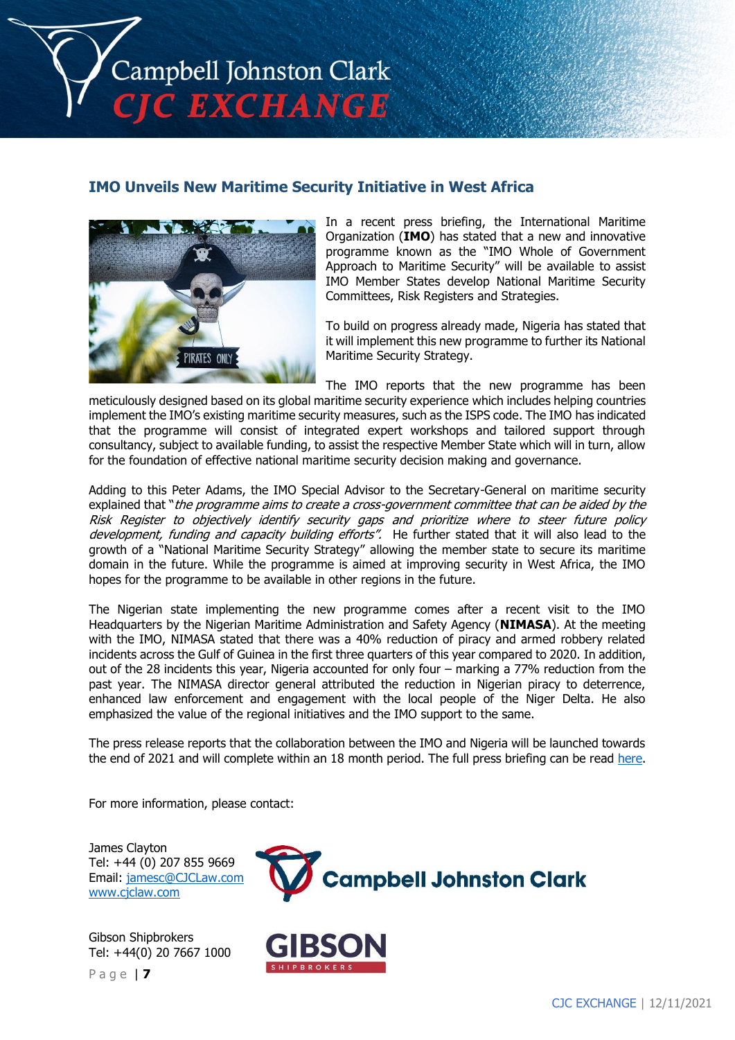## IMO Unveils New Maritime Security Initiative in West Africa

In a recent press briefing, the International Maritime Organization (**IMO**) has stated that a new and innovative programme known as the "IMO Whole of Government Approach to Maritime Security" will be available to assist IMO Member States develop National Maritime Security Committees, Risk Registers and Strategies.

To build on progress already made, Nigeria has stated that it will implement this new programme to further its National Maritime Security Strategy.

The IMO reports that the new programme has been meticulously designed based on its global maritime security experience which includes helping countries implement the IMO's existing maritime security measures, such as the ISPS code. The IMO has indicated that the programme will consist of integrated expert workshops and tailored support through consultancy, subject to available funding, to assist the respective Member State which will in turn, allow for the foundation of effective national maritime security decision making and governance.

Adding to this Peter Adams, the IMO Special Advisor to the Secretary-General on maritime security explained that "*the programme aims to create a cross-government committee that can be aided by the Risk Register to objectively identify security gaps and prioritize where to steer future policy development, funding and capacity building efforts".* He further stated that it will also lead to the growth of a "National Maritime Security Strategy" allowing the member state to secure its maritime domain in the future. While the programme is aimed at improving security in West Africa, the IMO hopes for the programme to be available in other regions in the future.

The Nigerian state implementing the new programme comes after a recent visit to the IMO Headquarters by the Nigerian Maritime Administration and Safety Agency (**NIMASA**). At the meeting with the IMO, NIMASA stated that there was a 40% reduction of piracy and armed robbery related incidents across the Gulf of Guinea in the first three quarters of this year compared to 2020. In addition, out of the 28 incidents this year, Nigeria accounted for only four – marking a 77% reduction from the past year. The NIMASA director general attributed the reduction in Nigerian piracy to deterrence, enhanced law enforcement and engagement with the local people of the Niger Delta. He also emphasized the value of the regional initiatives and the IMO support to the same.

The press release reports that the collaboration between the IMO and Nigeria will be launched towards the end of 2021 and will complete within an 18 month period. The full press briefing can be read [here].

For more information, please contact:

James Clayton
Tel: +44 (0) 207 855 9669
Email: jamesc@CJCLaw.com
www.cjclaw.com

Gibson Shipbrokers
Tel: +44(0) 20 7667 1000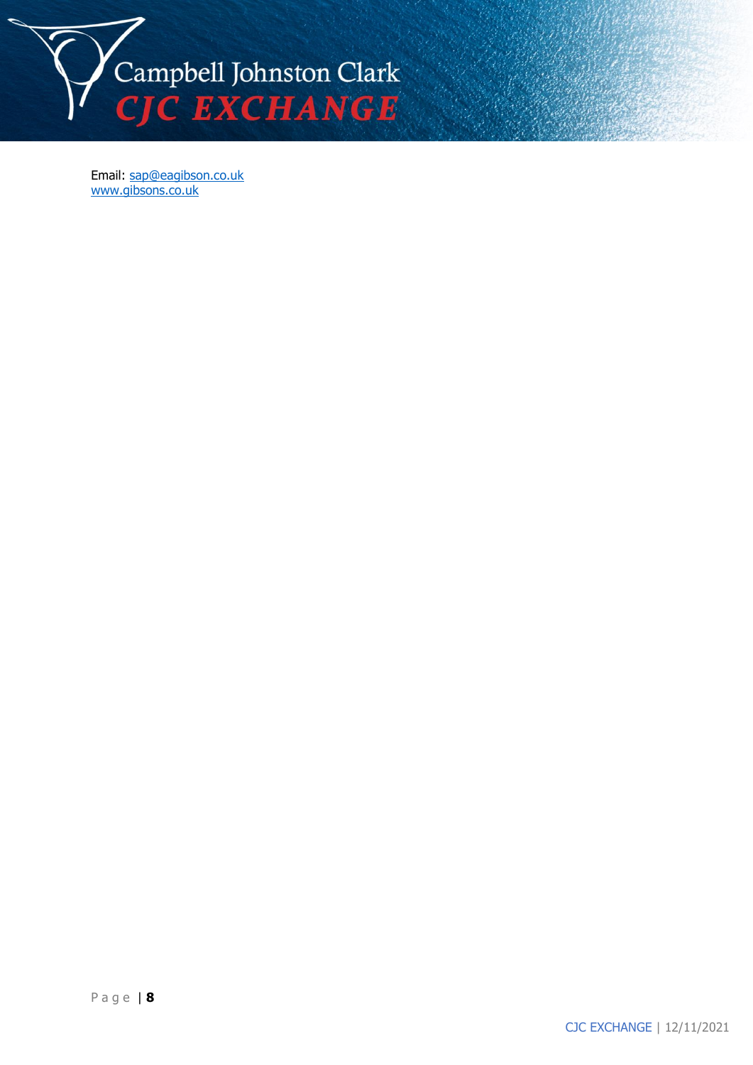Email: sap@eagibson.co.uk
www.gibsons.co.uk